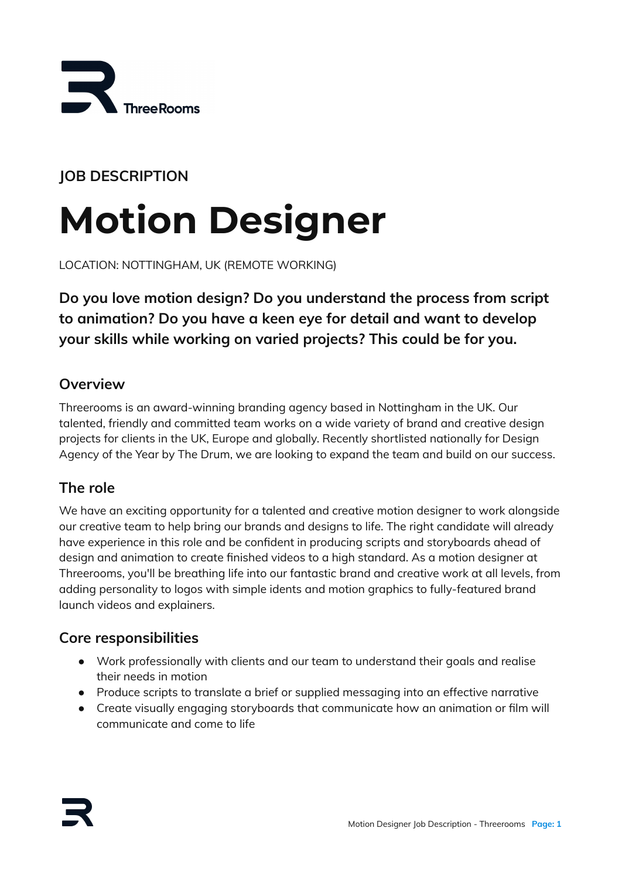JOB DESCRIPTION

# Motion Designer

LOCATION: NOTTINGHAM, UK (REMOTE WORKING)

**Do you love motion design? Do you understand the process from script to animation? Do you have a keen eye for detail and want to develop your skills while working on varied projects? This could be for you.**

## Overview

Threerooms is an award-winning branding agency based in Nottingham in the UK. Our talented, friendly and committed team works on a wide variety of brand and creative design projects for clients in the UK, Europe and globally. Recently shortlisted nationally for Design Agency of the Year by The Drum, we are looking to expand the team and build on our success.

## The role

We have an exciting opportunity for a talented and creative motion designer to work alongside our creative team to help bring our brands and designs to life. The right candidate will already have experience in this role and be confident in producing scripts and storyboards ahead of design and animation to create finished videos to a high standard. As a motion designer at Threerooms, you'll be breathing life into our fantastic brand and creative work at all levels, from adding personality to logos with simple idents and motion graphics to fully-featured brand launch videos and explainers.

## Core responsibilities

- Work professionally with clients and our team to understand their goals and realise their needs in motion
- Produce scripts to translate a brief or supplied messaging into an effective narrative
- Create visually engaging storyboards that communicate how an animation or film will communicate and come to life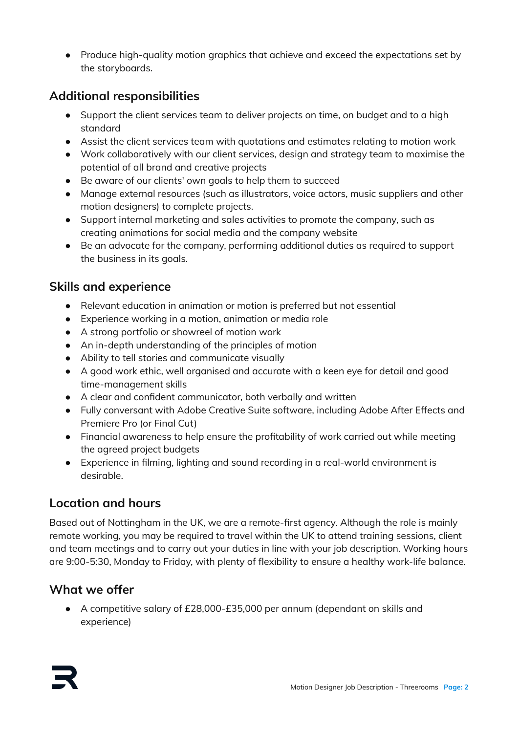- Produce high-quality motion graphics that achieve and exceed the expectations set by the storyboards.

## Additional responsibilities

- Support the client services team to deliver projects on time, on budget and to a high standard
- Assist the client services team with quotations and estimates relating to motion work
- Work collaboratively with our client services, design and strategy team to maximise the potential of all brand and creative projects
- Be aware of our clients' own goals to help them to succeed
- Manage external resources (such as illustrators, voice actors, music suppliers and other motion designers) to complete projects.
- Support internal marketing and sales activities to promote the company, such as creating animations for social media and the company website
- Be an advocate for the company, performing additional duties as required to support the business in its goals.

## Skills and experience

- Relevant education in animation or motion is preferred but not essential
- Experience working in a motion, animation or media role
- A strong portfolio or showreel of motion work
- An in-depth understanding of the principles of motion
- Ability to tell stories and communicate visually
- A good work ethic, well organised and accurate with a keen eye for detail and good time-management skills
- A clear and confident communicator, both verbally and written
- Fully conversant with Adobe Creative Suite software, including Adobe After Effects and Premiere Pro (or Final Cut)
- Financial awareness to help ensure the profitability of work carried out while meeting the agreed project budgets
- Experience in filming, lighting and sound recording in a real-world environment is desirable.

## Location and hours

Based out of Nottingham in the UK, we are a remote-first agency. Although the role is mainly remote working, you may be required to travel within the UK to attend training sessions, client and team meetings and to carry out your duties in line with your job description. Working hours are 9:00-5:30, Monday to Friday, with plenty of flexibility to ensure a healthy work-life balance.

## What we offer

- A competitive salary of £28,000-£35,000 per annum (dependant on skills and experience)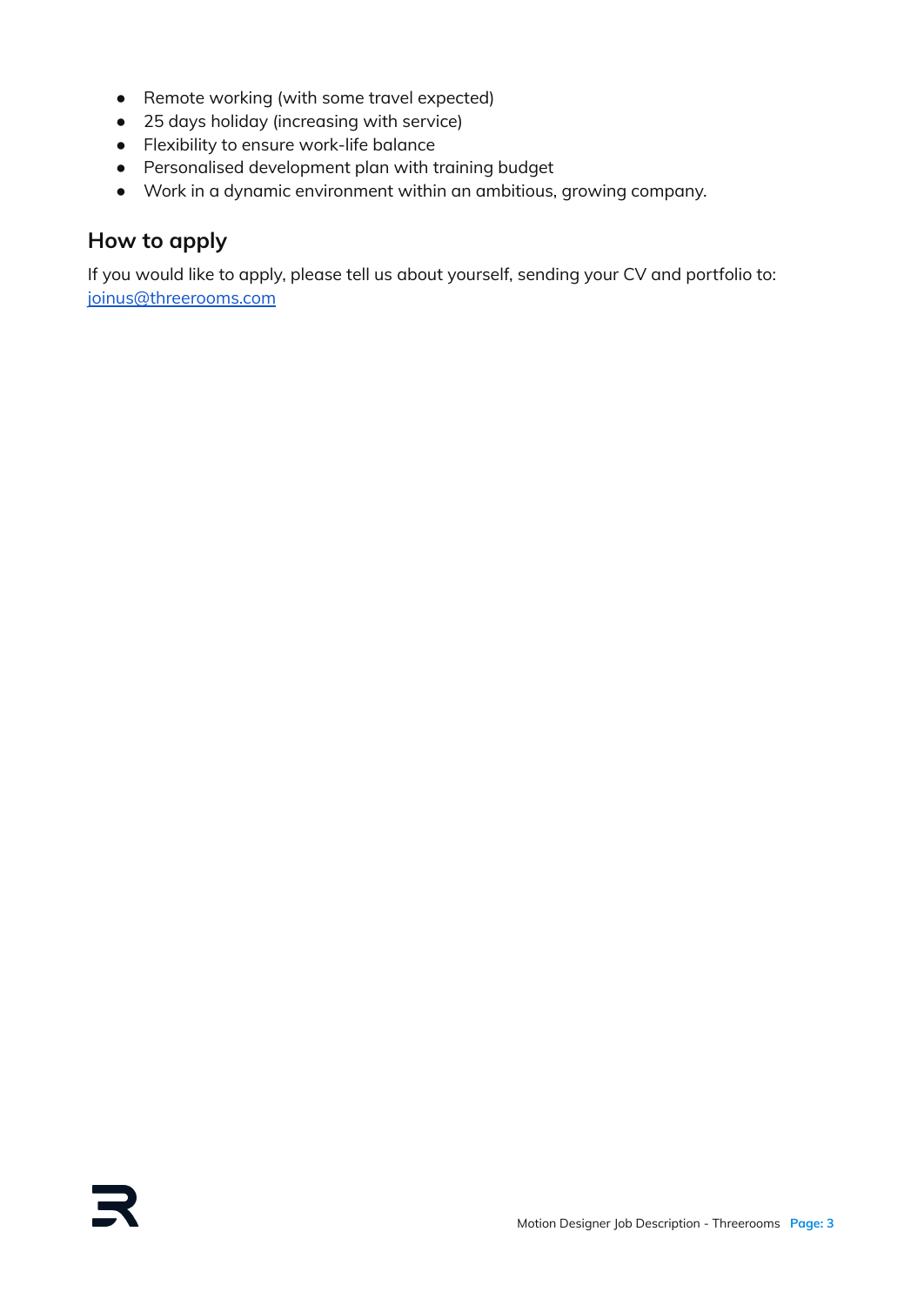- Remote working (with some travel expected)
- 25 days holiday (increasing with service)
- Flexibility to ensure work-life balance
- Personalised development plan with training budget
- Work in a dynamic environment within an ambitious, growing company.

## How to apply

If you would like to apply, please tell us about yourself, sending your CV and portfolio to: [joinus@threerooms.com](mailto:joinus@threerooms.com)